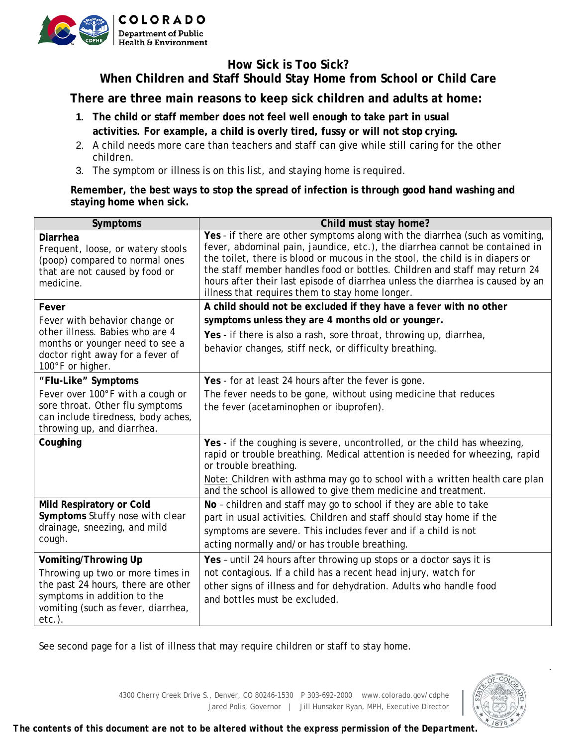**COLORADO**
**Department of Public Health & Environment**

# How Sick is Too Sick?
## When Children and Staff Should Stay Home from School or Child Care

### There are three main reasons to keep sick children and adults at home:

1. **The child or staff member does not feel well enough to take part in usual activities. For example, a child is overly tired, fussy or will not stop crying.**
2. A child needs more care than teachers and staff can give while still caring for the other children.
3. The symptom or illness is on this list, and staying home is required.

**Remember, the best ways to stop the spread of infection is through good hand washing and staying home when sick.**

| Symptoms | Child must stay home? |
|---|---|
| **Diarrhea** Frequent, loose, or watery stools (poop) compared to normal ones that are not caused by food or medicine. | **Yes** - if there are other symptoms along with the diarrhea (such as vomiting, fever, abdominal pain, jaundice, etc.), the diarrhea cannot be contained in the toilet, there is blood or mucous in the stool, the child is in diapers or the staff member handles food or bottles. Children and staff may return 24 hours after their last episode of diarrhea unless the diarrhea is caused by an illness that requires them to stay home longer. |
| **Fever** Fever with behavior change or other illness. Babies who are 4 months or younger need to see a doctor right away for a fever of 100°F or higher. | **A child should not be excluded if they have a fever with no other symptoms unless they are 4 months old or younger.** **Yes** - if there is also a rash, sore throat, throwing up, diarrhea, behavior changes, stiff neck, or difficulty breathing. |
| **"Flu-Like" Symptoms** Fever over 100°F with a cough or sore throat. Other flu symptoms can include tiredness, body aches, throwing up, and diarrhea. | **Yes** - for at least 24 hours after the fever is gone. The fever needs to be gone, without using medicine that reduces the fever (acetaminophen or ibuprofen). |
| **Coughing** | **Yes** - if the coughing is severe, uncontrolled, or the child has wheezing, rapid or trouble breathing. Medical attention is needed for wheezing, rapid or trouble breathing. Note: Children with asthma may go to school with a written health care plan and the school is allowed to give them medicine and treatment. |
| **Mild Respiratory or Cold Symptoms** Stuffy nose with clear drainage, sneezing, and mild cough. | **No** – children and staff may go to school if they are able to take part in usual activities. Children and staff should stay home if the symptoms are severe. This includes fever and if a child is not acting normally and/or has trouble breathing. |
| **Vomiting/Throwing Up** Throwing up two or more times in the past 24 hours, there are other symptoms in addition to the vomiting (such as fever, diarrhea, etc.). | **Yes** – until 24 hours after throwing up stops or a doctor says it is not contagious. If a child has a recent head injury, watch for other signs of illness and for dehydration. Adults who handle food and bottles must be excluded. |

See second page for a list of illness that may require children or staff to stay home.

4300 Cherry Creek Drive S., Denver, CO 80246-1530 P 303-692-2000 www.colorado.gov/cdphe
Jared Polis, Governor | Jill Hunsaker Ryan, MPH, Executive Director

***The contents of this document are not to be altered without the express permission of the Department.***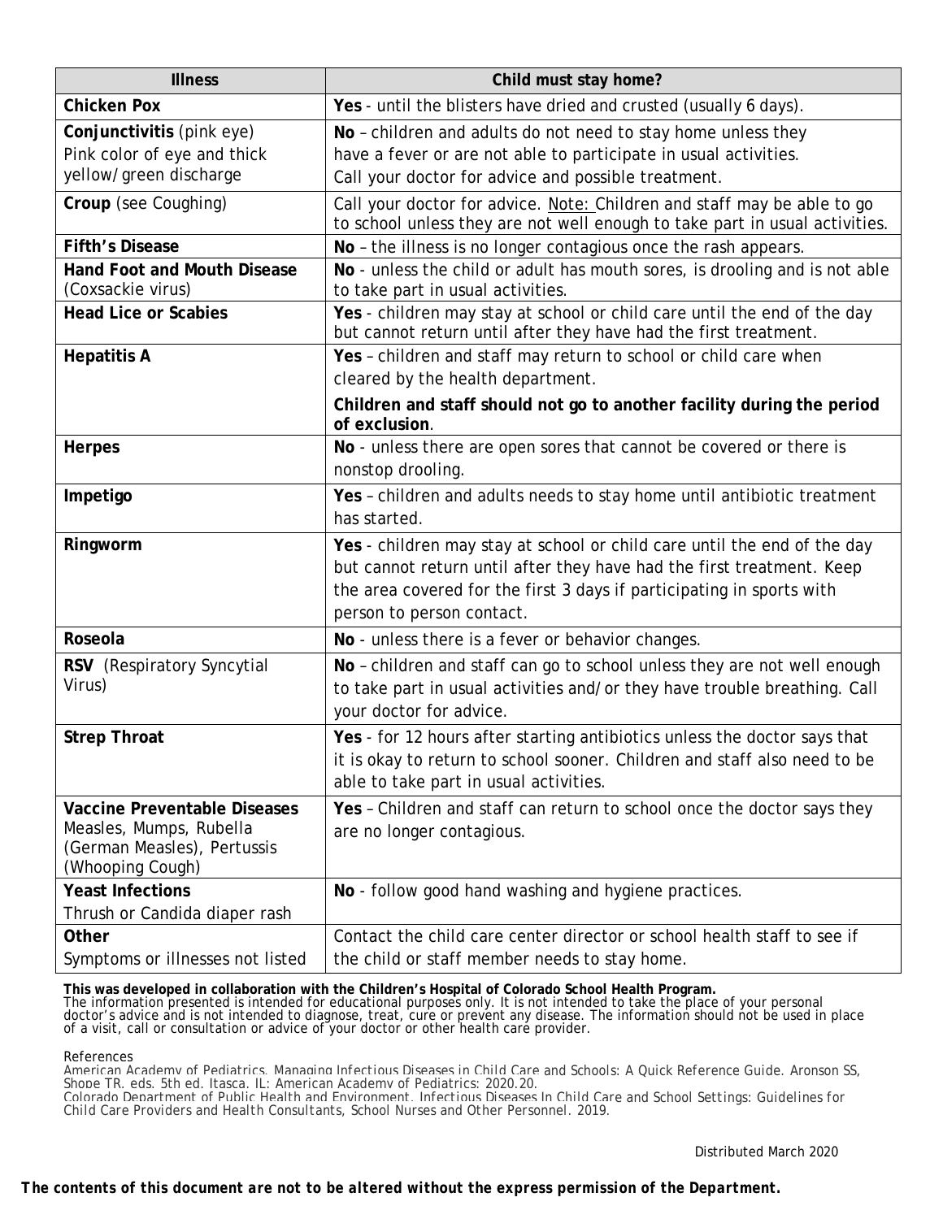| Illness | Child must stay home? |
| --- | --- |
| **Chicken Pox** | **Yes** - until the blisters have dried and crusted (usually 6 days). |
| **Conjunctivitis** (pink eye) Pink color of eye and thick yellow/green discharge | **No** – children and adults do not need to stay home unless they have a fever or are not able to participate in usual activities. Call your doctor for advice and possible treatment. |
| **Croup** (see Coughing) | Call your doctor for advice. Note: Children and staff may be able to go to school unless they are not well enough to take part in usual activities. |
| **Fifth's Disease** | **No** – the illness is no longer contagious once the rash appears. |
| **Hand Foot and Mouth Disease** (Coxsackie virus) | **No** - unless the child or adult has mouth sores, is drooling and is not able to take part in usual activities. |
| **Head Lice or Scabies** | **Yes** - children may stay at school or child care until the end of the day but cannot return until after they have had the first treatment. |
| **Hepatitis A** | **Yes** – children and staff may return to school or child care when cleared by the health department. **Children and staff should not go to another facility during the period of exclusion**. |
| **Herpes** | **No** - unless there are open sores that cannot be covered or there is nonstop drooling. |
| **Impetigo** | **Yes** – children and adults needs to stay home until antibiotic treatment has started. |
| **Ringworm** | **Yes** - children may stay at school or child care until the end of the day but cannot return until after they have had the first treatment. Keep the area covered for the first 3 days if participating in sports with person to person contact. |
| **Roseola** | **No** - unless there is a fever or behavior changes. |
| **RSV** (Respiratory Syncytial Virus) | **No** – children and staff can go to school unless they are not well enough to take part in usual activities and/or they have trouble breathing. Call your doctor for advice. |
| **Strep Throat** | **Yes** - for 12 hours after starting antibiotics unless the doctor says that it is okay to return to school sooner. Children and staff also need to be able to take part in usual activities. |
| **Vaccine Preventable Diseases** Measles, Mumps, Rubella (German Measles), Pertussis (Whooping Cough) | **Yes** – Children and staff can return to school once the doctor says they are no longer contagious. |
| **Yeast Infections** Thrush or Candida diaper rash | **No** - follow good hand washing and hygiene practices. |
| **Other** Symptoms or illnesses not listed | Contact the child care center director or school health staff to see if the child or staff member needs to stay home. |

**This was developed in collaboration with the Children's Hospital of Colorado School Health Program.**
The information presented is intended for educational purposes only. It is not intended to take the place of your personal doctor's advice and is not intended to diagnose, treat, cure or prevent any disease. The information should not be used in place of a visit, call or consultation or advice of your doctor or other health care provider.

References
American Academy of Pediatrics. Managing Infectious Diseases in Child Care and Schools: A Quick Reference Guide. Aronson SS, Shope TR, eds. 5th ed. Itasca, IL: American Academy of Pediatrics; 2020.20.
Colorado Department of Public Health and Environment. Infectious Diseases In Child Care and School Settings: Guidelines for Child Care Providers and Health Consultants, School Nurses and Other Personnel. 2019.

Distributed March 2020

***The contents of this document are not to be altered without the express permission of the Department.***